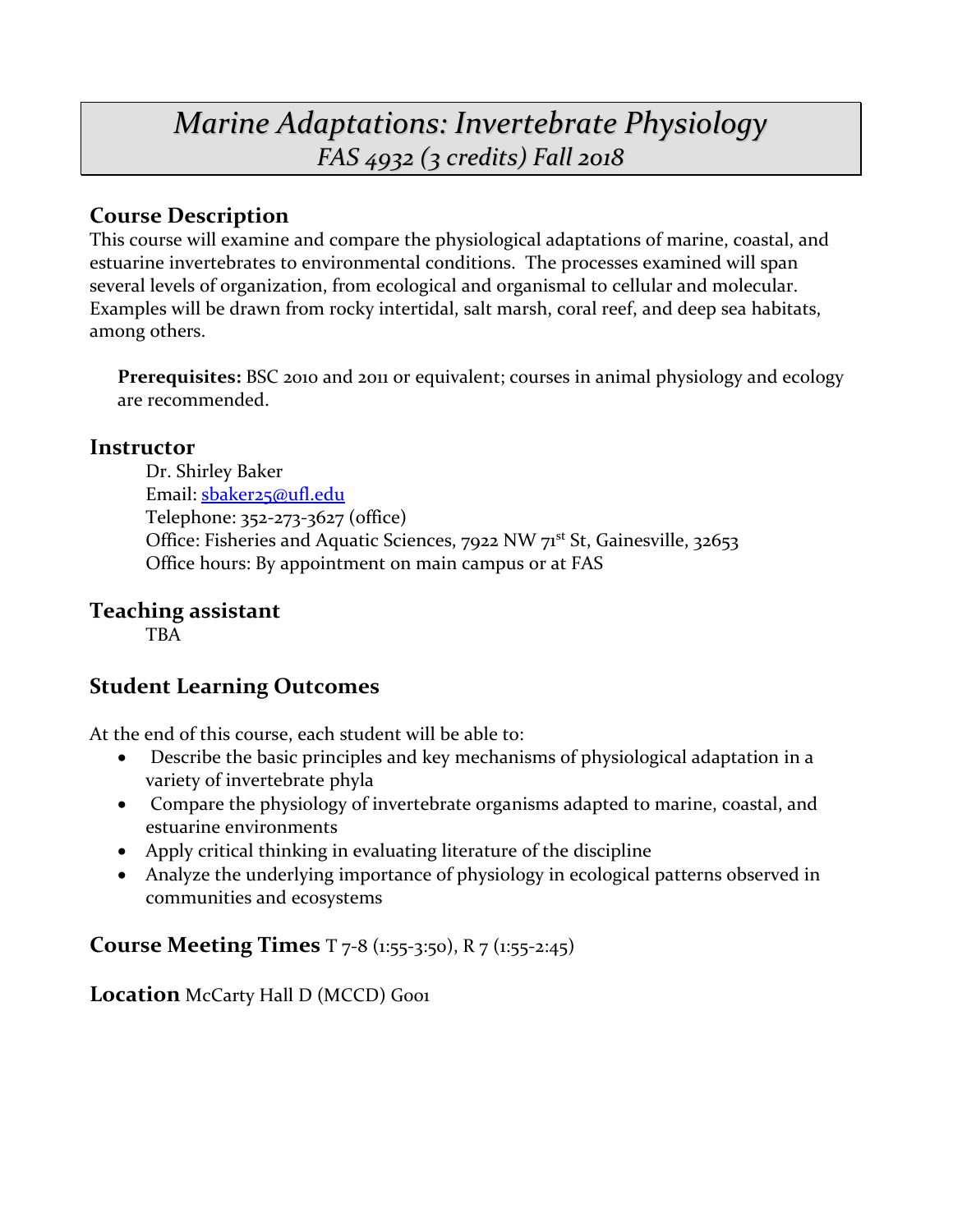# *Marine Adaptations: Invertebrate Physiology*
## *FAS 4932 (3 credits) Fall 2018*

## Course Description

This course will examine and compare the physiological adaptations of marine, coastal, and estuarine invertebrates to environmental conditions. The processes examined will span several levels of organization, from ecological and organismal to cellular and molecular. Examples will be drawn from rocky intertidal, salt marsh, coral reef, and deep sea habitats, among others.

**Prerequisites:** BSC 2010 and 2011 or equivalent; courses in animal physiology and ecology are recommended.

## Instructor

Dr. Shirley Baker
Email: sbaker25@ufl.edu
Telephone: 352-273-3627 (office)
Office: Fisheries and Aquatic Sciences, 7922 NW 71st St, Gainesville, 32653
Office hours: By appointment on main campus or at FAS

## Teaching assistant

TBA

## Student Learning Outcomes

At the end of this course, each student will be able to:

- Describe the basic principles and key mechanisms of physiological adaptation in a variety of invertebrate phyla
- Compare the physiology of invertebrate organisms adapted to marine, coastal, and estuarine environments
- Apply critical thinking in evaluating literature of the discipline
- Analyze the underlying importance of physiology in ecological patterns observed in communities and ecosystems

**Course Meeting Times** T 7-8 (1:55-3:50), R 7 (1:55-2:45)

**Location** McCarty Hall D (MCCD) G001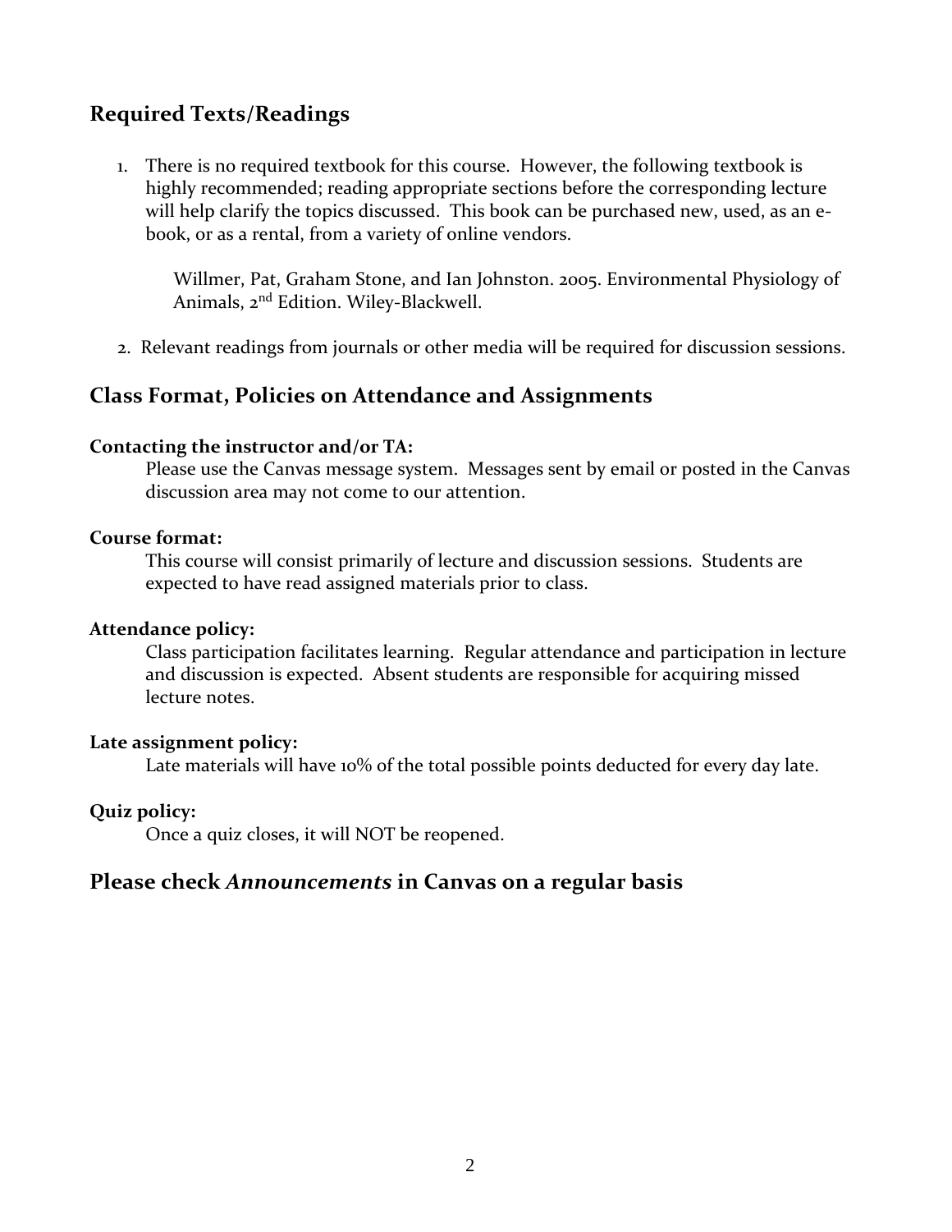## Required Texts/Readings

1. There is no required textbook for this course. However, the following textbook is highly recommended; reading appropriate sections before the corresponding lecture will help clarify the topics discussed. This book can be purchased new, used, as an e-book, or as a rental, from a variety of online vendors.

   Willmer, Pat, Graham Stone, and Ian Johnston. 2005. Environmental Physiology of Animals, 2nd Edition. Wiley-Blackwell.

2. Relevant readings from journals or other media will be required for discussion sessions.

## Class Format, Policies on Attendance and Assignments

**Contacting the instructor and/or TA:**

Please use the Canvas message system. Messages sent by email or posted in the Canvas discussion area may not come to our attention.

**Course format:**

This course will consist primarily of lecture and discussion sessions. Students are expected to have read assigned materials prior to class.

**Attendance policy:**

Class participation facilitates learning. Regular attendance and participation in lecture and discussion is expected. Absent students are responsible for acquiring missed lecture notes.

**Late assignment policy:**

Late materials will have 10% of the total possible points deducted for every day late.

**Quiz policy:**

Once a quiz closes, it will NOT be reopened.

## Please check *Announcements* in Canvas on a regular basis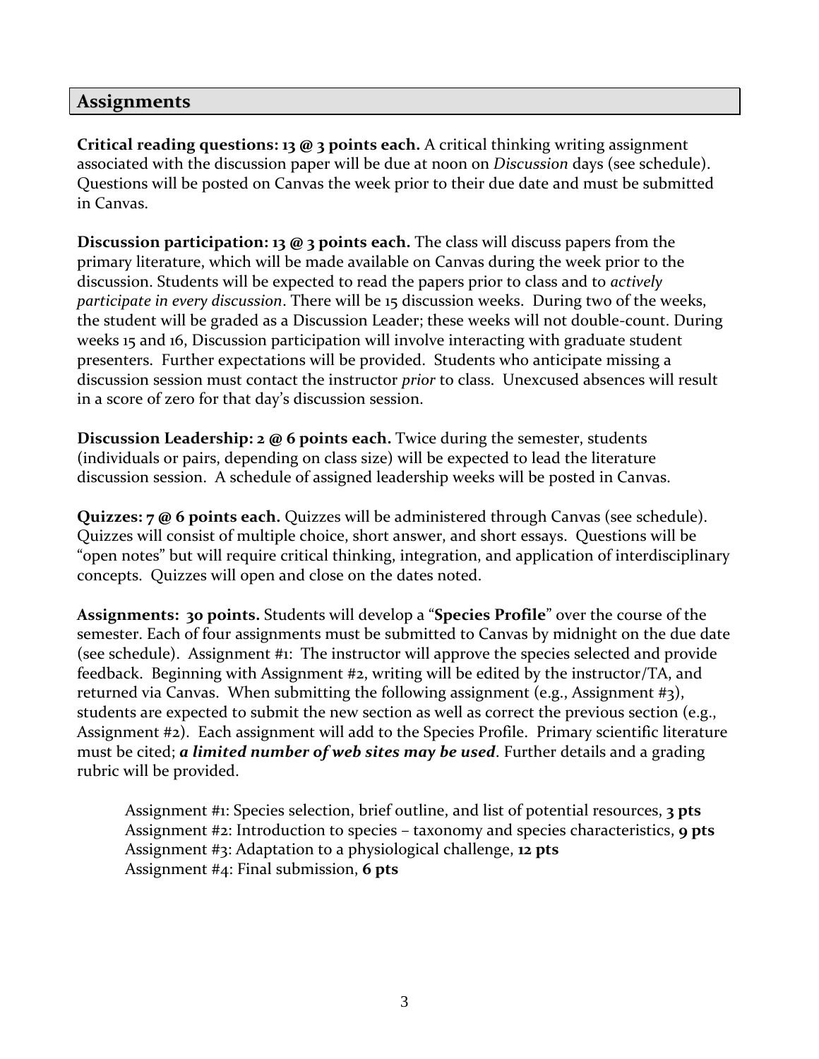## Assignments

**Critical reading questions: 13 @ 3 points each.** A critical thinking writing assignment associated with the discussion paper will be due at noon on *Discussion* days (see schedule). Questions will be posted on Canvas the week prior to their due date and must be submitted in Canvas.

**Discussion participation: 13 @ 3 points each.** The class will discuss papers from the primary literature, which will be made available on Canvas during the week prior to the discussion. Students will be expected to read the papers prior to class and to *actively participate in every discussion*. There will be 15 discussion weeks. During two of the weeks, the student will be graded as a Discussion Leader; these weeks will not double-count. During weeks 15 and 16, Discussion participation will involve interacting with graduate student presenters. Further expectations will be provided. Students who anticipate missing a discussion session must contact the instructor *prior* to class. Unexcused absences will result in a score of zero for that day's discussion session.

**Discussion Leadership: 2 @ 6 points each.** Twice during the semester, students (individuals or pairs, depending on class size) will be expected to lead the literature discussion session. A schedule of assigned leadership weeks will be posted in Canvas.

**Quizzes: 7 @ 6 points each.** Quizzes will be administered through Canvas (see schedule). Quizzes will consist of multiple choice, short answer, and short essays. Questions will be "open notes" but will require critical thinking, integration, and application of interdisciplinary concepts. Quizzes will open and close on the dates noted.

**Assignments: 30 points.** Students will develop a "**Species Profile**" over the course of the semester. Each of four assignments must be submitted to Canvas by midnight on the due date (see schedule). Assignment #1: The instructor will approve the species selected and provide feedback. Beginning with Assignment #2, writing will be edited by the instructor/TA, and returned via Canvas. When submitting the following assignment (e.g., Assignment #3), students are expected to submit the new section as well as correct the previous section (e.g., Assignment #2). Each assignment will add to the Species Profile. Primary scientific literature must be cited; ***a limited number of web sites may be used***. Further details and a grading rubric will be provided.

Assignment #1: Species selection, brief outline, and list of potential resources, **3 pts**
Assignment #2: Introduction to species – taxonomy and species characteristics, **9 pts**
Assignment #3: Adaptation to a physiological challenge, **12 pts**
Assignment #4: Final submission, **6 pts**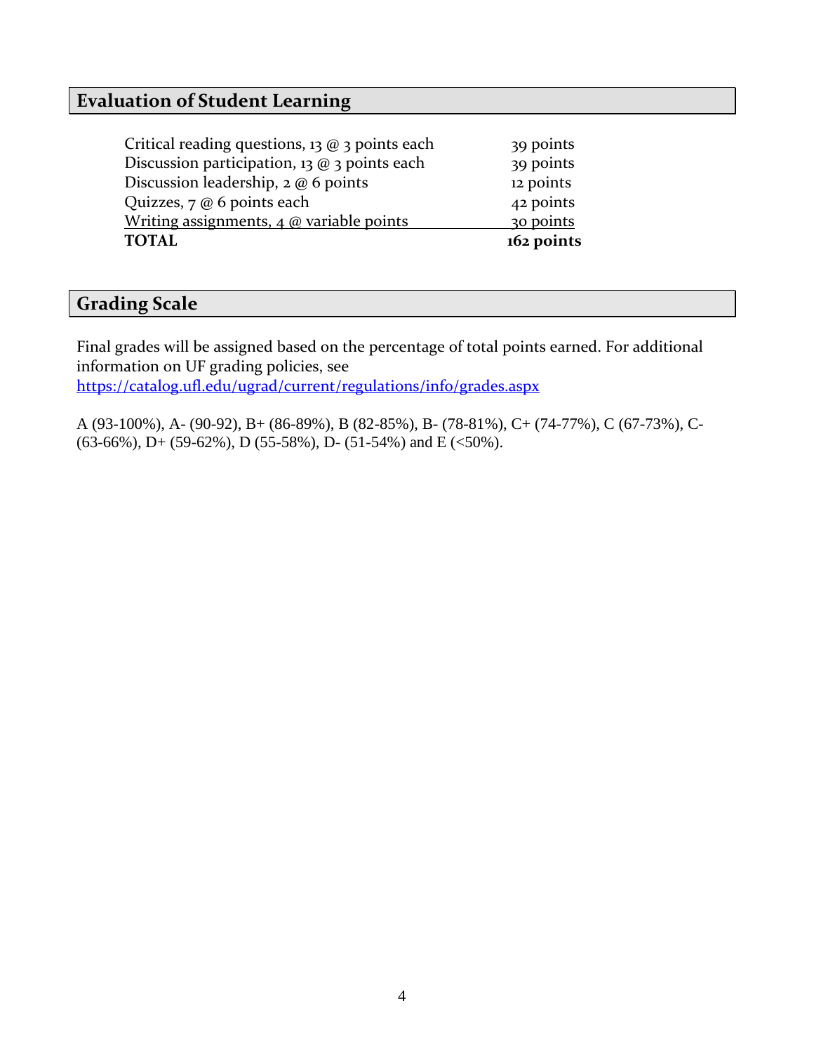## Evaluation of Student Learning

| | |
|---|---|
| Critical reading questions, 13 @ 3 points each | 39 points |
| Discussion participation, 13 @ 3 points each | 39 points |
| Discussion leadership, 2 @ 6 points | 12 points |
| Quizzes, 7 @ 6 points each | 42 points |
| Writing assignments, 4 @ variable points | 30 points |
| **TOTAL** | **162 points** |

## Grading Scale

Final grades will be assigned based on the percentage of total points earned. For additional information on UF grading policies, see [https://catalog.ufl.edu/ugrad/current/regulations/info/grades.aspx](https://catalog.ufl.edu/ugrad/current/regulations/info/grades.aspx)

A (93-100%), A- (90-92), B+ (86-89%), B (82-85%), B- (78-81%), C+ (74-77%), C (67-73%), C- (63-66%), D+ (59-62%), D (55-58%), D- (51-54%) and E (<50%).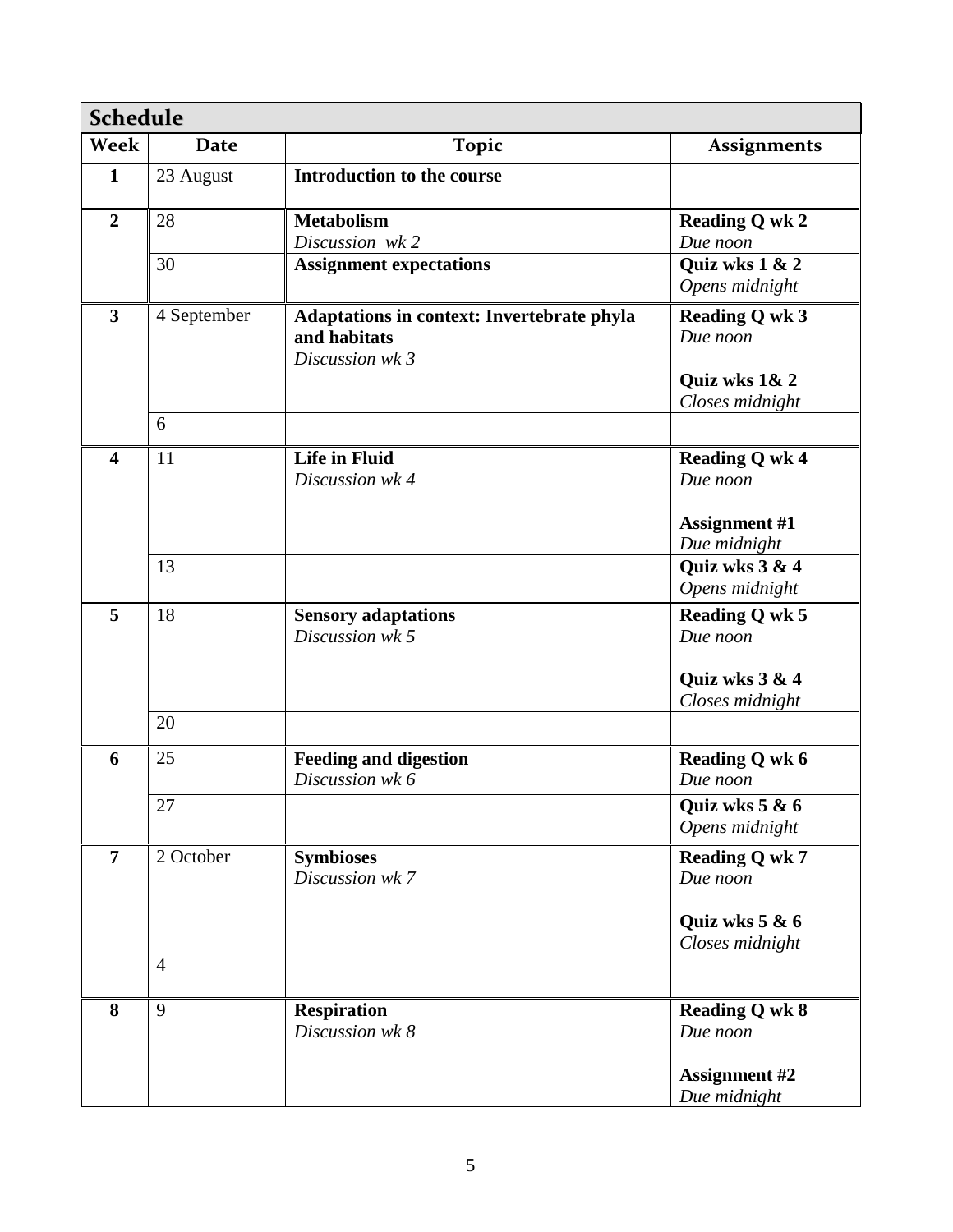## Schedule

| Week | Date | Topic | Assignments |
| --- | --- | --- | --- |
| **1** | 23 August | **Introduction to the course** | |
| **2** | 28 | **Metabolism**<br>*Discussion wk 2* | **Reading Q wk 2**<br>*Due noon* |
| | 30 | **Assignment expectations** | **Quiz wks 1 & 2**<br>*Opens midnight* |
| **3** | 4 September | **Adaptations in context: Invertebrate phyla and habitats**<br>*Discussion wk 3* | **Reading Q wk 3**<br>*Due noon*<br><br>**Quiz wks 1& 2**<br>*Closes midnight* |
| | 6 | | |
| **4** | 11 | **Life in Fluid**<br>*Discussion wk 4* | **Reading Q wk 4**<br>*Due noon*<br><br>**Assignment #1**<br>*Due midnight* |
| | 13 | | **Quiz wks 3 & 4**<br>*Opens midnight* |
| **5** | 18 | **Sensory adaptations**<br>*Discussion wk 5* | **Reading Q wk 5**<br>*Due noon*<br><br>**Quiz wks 3 & 4**<br>*Closes midnight* |
| | 20 | | |
| **6** | 25 | **Feeding and digestion**<br>*Discussion wk 6* | **Reading Q wk 6**<br>*Due noon* |
| | 27 | | **Quiz wks 5 & 6**<br>*Opens midnight* |
| **7** | 2 October | **Symbioses**<br>*Discussion wk 7* | **Reading Q wk 7**<br>*Due noon*<br><br>**Quiz wks 5 & 6**<br>*Closes midnight* |
| | 4 | | |
| **8** | 9 | **Respiration**<br>*Discussion wk 8* | **Reading Q wk 8**<br>*Due noon*<br><br>**Assignment #2**<br>*Due midnight* |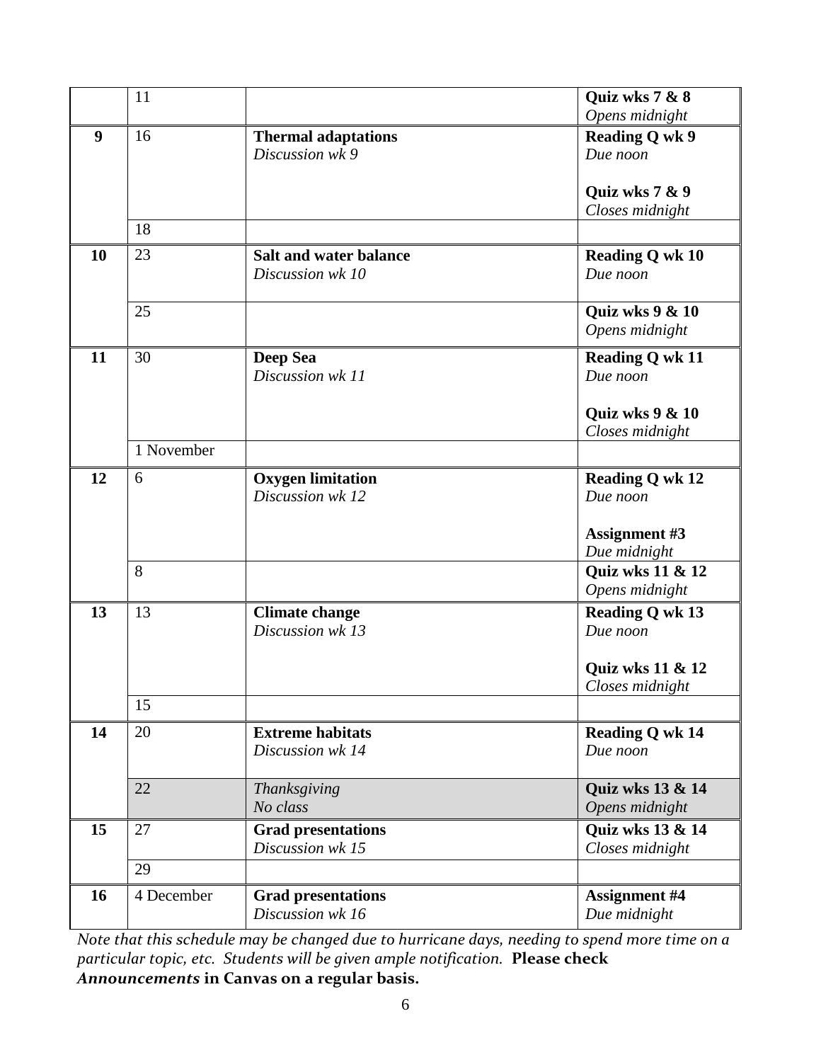| | | | |
|---|---|---|---|
| | 11 | | **Quiz wks 7 & 8** *Opens midnight* |
| **9** | 16 | **Thermal adaptations** *Discussion wk 9* | **Reading Q wk 9** *Due noon* **Quiz wks 7 & 9** *Closes midnight* |
| | 18 | | |
| **10** | 23 | **Salt and water balance** *Discussion wk 10* | **Reading Q wk 10** *Due noon* |
| | 25 | | **Quiz wks 9 & 10** *Opens midnight* |
| **11** | 30 | **Deep Sea** *Discussion wk 11* | **Reading Q wk 11** *Due noon* **Quiz wks 9 & 10** *Closes midnight* |
| | 1 November | | |
| **12** | 6 | **Oxygen limitation** *Discussion wk 12* | **Reading Q wk 12** *Due noon* **Assignment #3** *Due midnight* |
| | 8 | | **Quiz wks 11 & 12** *Opens midnight* |
| **13** | 13 | **Climate change** *Discussion wk 13* | **Reading Q wk 13** *Due noon* **Quiz wks 11 & 12** *Closes midnight* |
| | 15 | | |
| **14** | 20 | **Extreme habitats** *Discussion wk 14* | **Reading Q wk 14** *Due noon* |
| | 22 | *Thanksgiving* *No class* | **Quiz wks 13 & 14** *Opens midnight* |
| **15** | 27 | **Grad presentations** *Discussion wk 15* | **Quiz wks 13 & 14** *Closes midnight* |
| | 29 | | |
| **16** | 4 December | **Grad presentations** *Discussion wk 16* | **Assignment #4** *Due midnight* |

*Note that this schedule may be changed due to hurricane days, needing to spend more time on a particular topic, etc. Students will be given ample notification.* **Please check *Announcements* in Canvas on a regular basis.**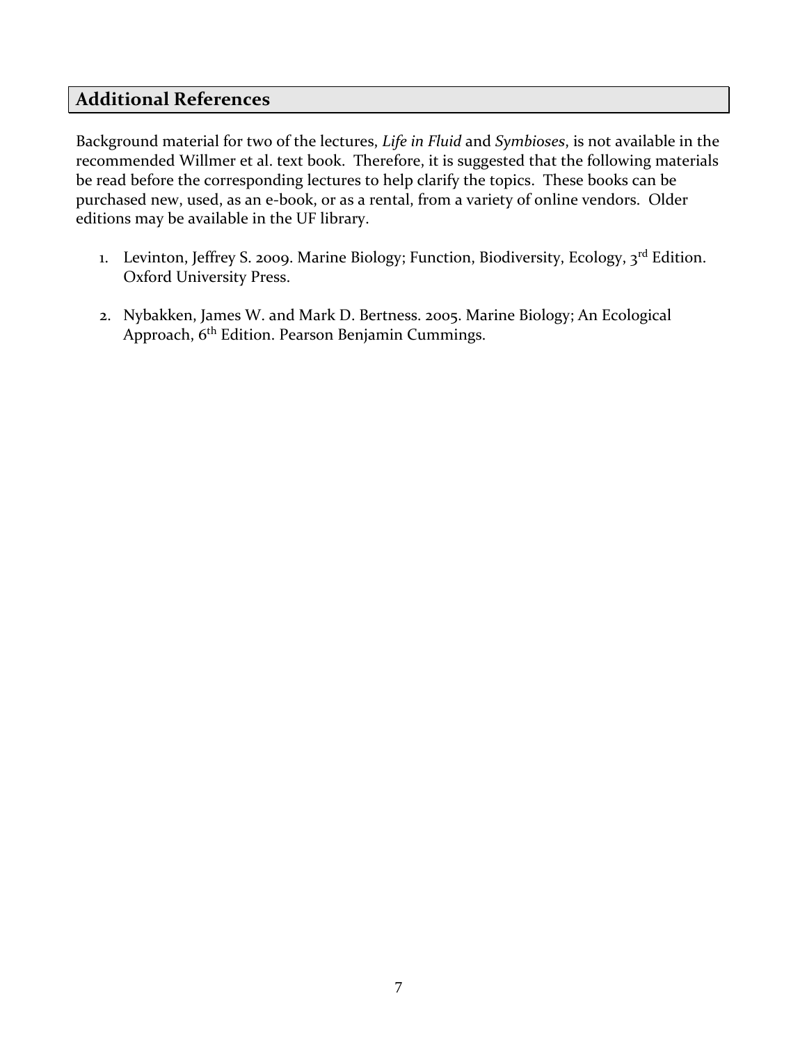## Additional References

Background material for two of the lectures, *Life in Fluid* and *Symbioses*, is not available in the recommended Willmer et al. text book. Therefore, it is suggested that the following materials be read before the corresponding lectures to help clarify the topics. These books can be purchased new, used, as an e-book, or as a rental, from a variety of online vendors. Older editions may be available in the UF library.

1. Levinton, Jeffrey S. 2009. Marine Biology; Function, Biodiversity, Ecology, 3rd Edition. Oxford University Press.
2. Nybakken, James W. and Mark D. Bertness. 2005. Marine Biology; An Ecological Approach, 6th Edition. Pearson Benjamin Cummings.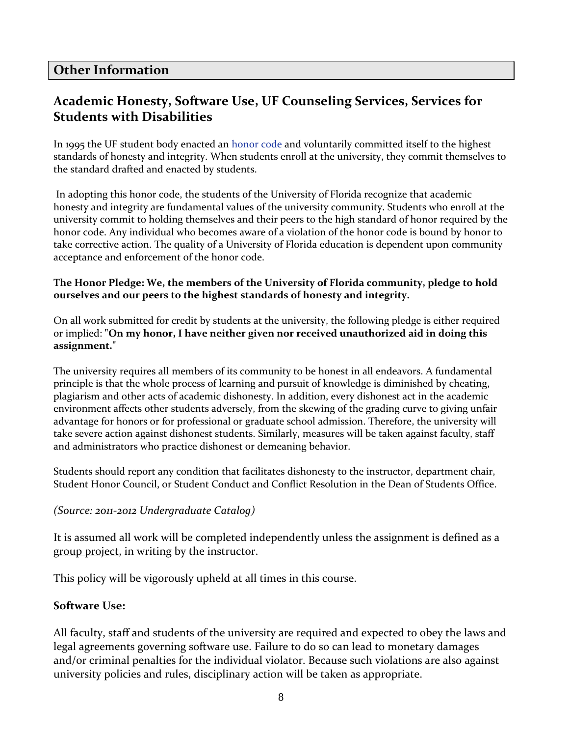## Other Information

### Academic Honesty, Software Use, UF Counseling Services, Services for Students with Disabilities

In 1995 the UF student body enacted an honor code and voluntarily committed itself to the highest standards of honesty and integrity. When students enroll at the university, they commit themselves to the standard drafted and enacted by students.

In adopting this honor code, the students of the University of Florida recognize that academic honesty and integrity are fundamental values of the university community. Students who enroll at the university commit to holding themselves and their peers to the high standard of honor required by the honor code. Any individual who becomes aware of a violation of the honor code is bound by honor to take corrective action. The quality of a University of Florida education is dependent upon community acceptance and enforcement of the honor code.

**The Honor Pledge: We, the members of the University of Florida community, pledge to hold ourselves and our peers to the highest standards of honesty and integrity.**

On all work submitted for credit by students at the university, the following pledge is either required or implied: "**On my honor, I have neither given nor received unauthorized aid in doing this assignment.**"

The university requires all members of its community to be honest in all endeavors. A fundamental principle is that the whole process of learning and pursuit of knowledge is diminished by cheating, plagiarism and other acts of academic dishonesty. In addition, every dishonest act in the academic environment affects other students adversely, from the skewing of the grading curve to giving unfair advantage for honors or for professional or graduate school admission. Therefore, the university will take severe action against dishonest students. Similarly, measures will be taken against faculty, staff and administrators who practice dishonest or demeaning behavior.

Students should report any condition that facilitates dishonesty to the instructor, department chair, Student Honor Council, or Student Conduct and Conflict Resolution in the Dean of Students Office.

*(Source: 2011-2012 Undergraduate Catalog)*

It is assumed all work will be completed independently unless the assignment is defined as a group project, in writing by the instructor.

This policy will be vigorously upheld at all times in this course.

**Software Use:**

All faculty, staff and students of the university are required and expected to obey the laws and legal agreements governing software use. Failure to do so can lead to monetary damages and/or criminal penalties for the individual violator. Because such violations are also against university policies and rules, disciplinary action will be taken as appropriate.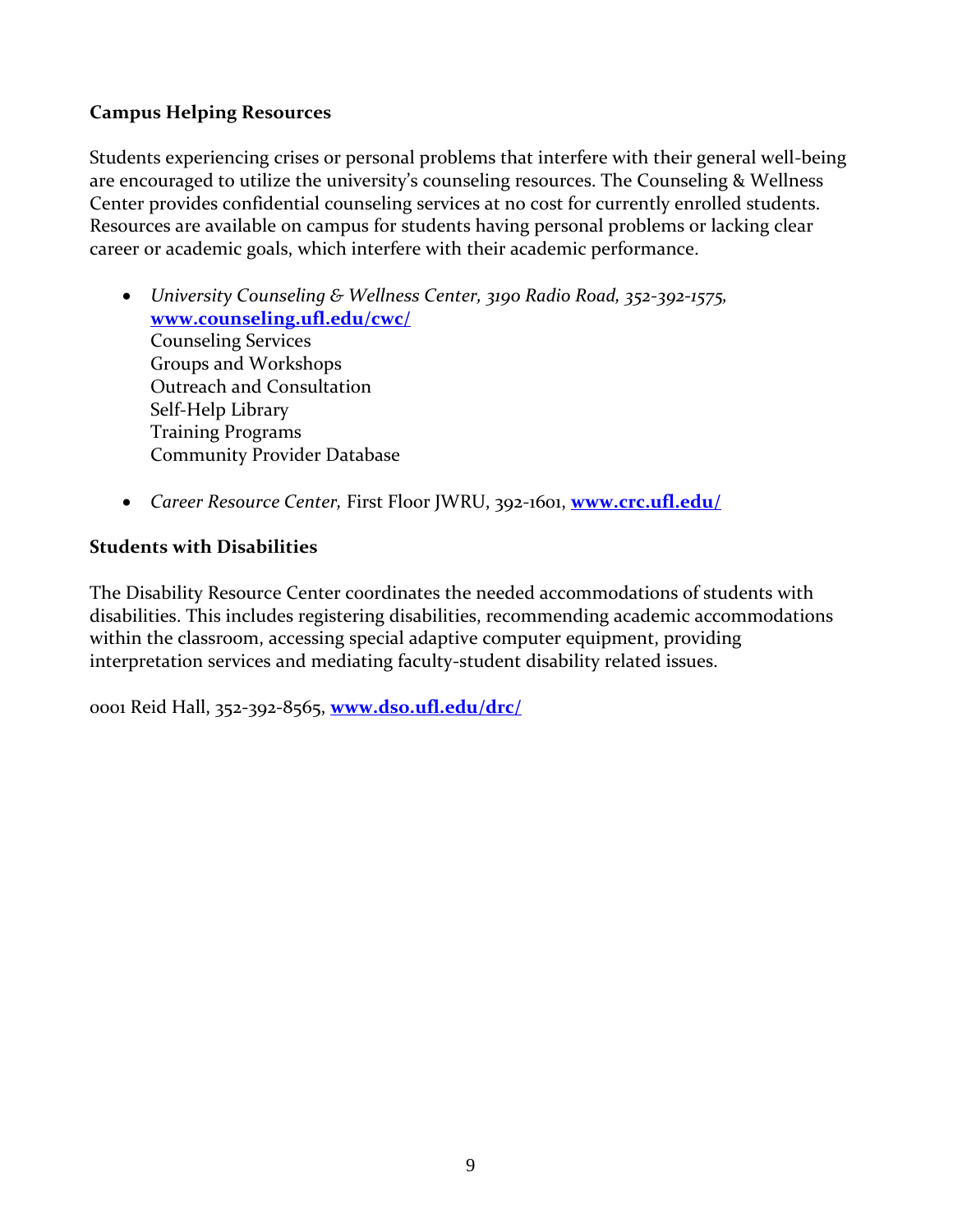**Campus Helping Resources**

Students experiencing crises or personal problems that interfere with their general well-being are encouraged to utilize the university's counseling resources. The Counseling & Wellness Center provides confidential counseling services at no cost for currently enrolled students. Resources are available on campus for students having personal problems or lacking clear career or academic goals, which interfere with their academic performance.

- *University Counseling & Wellness Center, 3190 Radio Road, 352-392-1575,* **www.counseling.ufl.edu/cwc/**
  Counseling Services
  Groups and Workshops
  Outreach and Consultation
  Self-Help Library
  Training Programs
  Community Provider Database

- *Career Resource Center,* First Floor JWRU, 392-1601, **www.crc.ufl.edu/**

**Students with Disabilities**

The Disability Resource Center coordinates the needed accommodations of students with disabilities. This includes registering disabilities, recommending academic accommodations within the classroom, accessing special adaptive computer equipment, providing interpretation services and mediating faculty-student disability related issues.

0001 Reid Hall, 352-392-8565, **www.dso.ufl.edu/drc/**